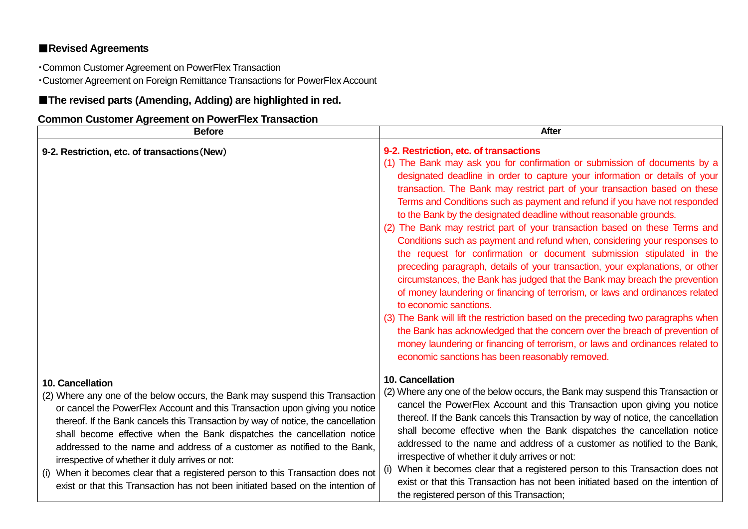## ■Revised Agreements

・Common Customer Agreement on PowerFlex Transaction
・Customer Agreement on Foreign Remittance Transactions for PowerFlex Account

## ■The revised parts (Amending, Adding) are highlighted in red.

**Common Customer Agreement on PowerFlex Transaction**

| Before | After |
|---|---|
| **9-2. Restriction, etc. of transactions（New）** | **9-2. Restriction, etc. of transactions**<br>(1) The Bank may ask you for confirmation or submission of documents by a designated deadline in order to capture your information or details of your transaction. The Bank may restrict part of your transaction based on these Terms and Conditions such as payment and refund if you have not responded to the Bank by the designated deadline without reasonable grounds.<br>(2) The Bank may restrict part of your transaction based on these Terms and Conditions such as payment and refund when, considering your responses to the request for confirmation or document submission stipulated in the preceding paragraph, details of your transaction, your explanations, or other circumstances, the Bank has judged that the Bank may breach the prevention of money laundering or financing of terrorism, or laws and ordinances related to economic sanctions.<br>(3) The Bank will lift the restriction based on the preceding two paragraphs when the Bank has acknowledged that the concern over the breach of prevention of money laundering or financing of terrorism, or laws and ordinances related to economic sanctions has been reasonably removed. |
| **10. Cancellation**<br>(2) Where any one of the below occurs, the Bank may suspend this Transaction or cancel the PowerFlex Account and this Transaction upon giving you notice thereof. If the Bank cancels this Transaction by way of notice, the cancellation shall become effective when the Bank dispatches the cancellation notice addressed to the name and address of a customer as notified to the Bank, irrespective of whether it duly arrives or not:<br>(i) When it becomes clear that a registered person to this Transaction does not exist or that this Transaction has not been initiated based on the intention of | **10. Cancellation**<br>(2) Where any one of the below occurs, the Bank may suspend this Transaction or cancel the PowerFlex Account and this Transaction upon giving you notice thereof. If the Bank cancels this Transaction by way of notice, the cancellation shall become effective when the Bank dispatches the cancellation notice addressed to the name and address of a customer as notified to the Bank, irrespective of whether it duly arrives or not:<br>(i) When it becomes clear that a registered person to this Transaction does not exist or that this Transaction has not been initiated based on the intention of the registered person of this Transaction; |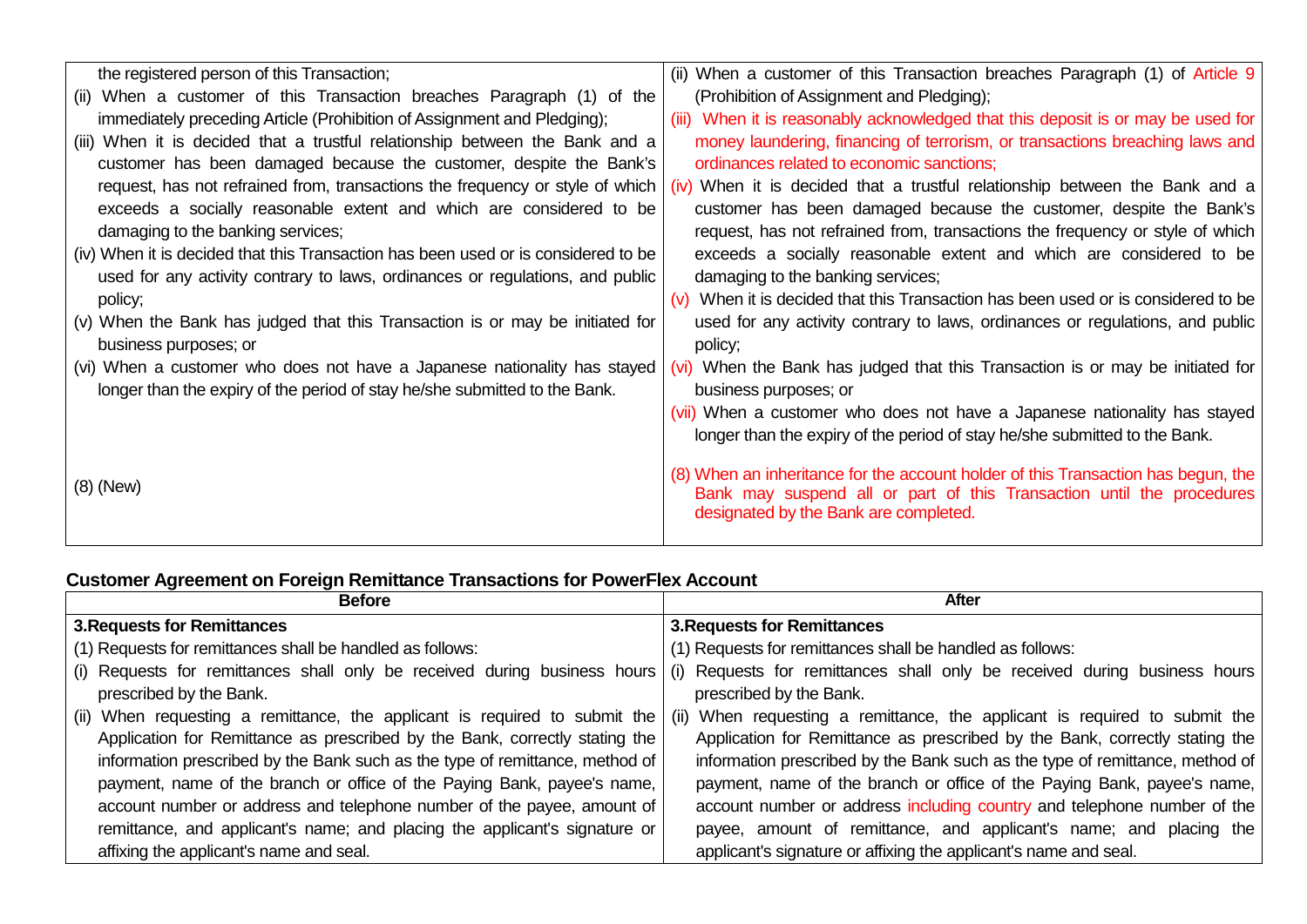| | |
|---|---|
| the registered person of this Transaction;<br>(ii) When a customer of this Transaction breaches Paragraph (1) of the immediately preceding Article (Prohibition of Assignment and Pledging);<br>(iii) When it is decided that a trustful relationship between the Bank and a customer has been damaged because the customer, despite the Bank's request, has not refrained from, transactions the frequency or style of which exceeds a socially reasonable extent and which are considered to be damaging to the banking services;<br>(iv) When it is decided that this Transaction has been used or is considered to be used for any activity contrary to laws, ordinances or regulations, and public policy;<br>(v) When the Bank has judged that this Transaction is or may be initiated for business purposes; or<br>(vi) When a customer who does not have a Japanese nationality has stayed longer than the expiry of the period of stay he/she submitted to the Bank. | (ii) When a customer of this Transaction breaches Paragraph (1) of Article 9 (Prohibition of Assignment and Pledging);<br>(iii) When it is reasonably acknowledged that this deposit is or may be used for money laundering, financing of terrorism, or transactions breaching laws and ordinances related to economic sanctions;<br>(iv) When it is decided that a trustful relationship between the Bank and a customer has been damaged because the customer, despite the Bank's request, has not refrained from, transactions the frequency or style of which exceeds a socially reasonable extent and which are considered to be damaging to the banking services;<br>(v) When it is decided that this Transaction has been used or is considered to be used for any activity contrary to laws, ordinances or regulations, and public policy;<br>(vi) When the Bank has judged that this Transaction is or may be initiated for business purposes; or<br>(vii) When a customer who does not have a Japanese nationality has stayed longer than the expiry of the period of stay he/she submitted to the Bank. |
| (8) (New) | (8) When an inheritance for the account holder of this Transaction has begun, the Bank may suspend all or part of this Transaction until the procedures designated by the Bank are completed. |

**Customer Agreement on Foreign Remittance Transactions for PowerFlex Account**

| Before | After |
|---|---|
| **3.Requests for Remittances** | **3.Requests for Remittances** |
| (1) Requests for remittances shall be handled as follows:<br>(i) Requests for remittances shall only be received during business hours prescribed by the Bank.<br>(ii) When requesting a remittance, the applicant is required to submit the Application for Remittance as prescribed by the Bank, correctly stating the information prescribed by the Bank such as the type of remittance, method of payment, name of the branch or office of the Paying Bank, payee's name, account number or address and telephone number of the payee, amount of remittance, and applicant's name; and placing the applicant's signature or affixing the applicant's name and seal. | (1) Requests for remittances shall be handled as follows:<br>(i) Requests for remittances shall only be received during business hours prescribed by the Bank.<br>(ii) When requesting a remittance, the applicant is required to submit the Application for Remittance as prescribed by the Bank, correctly stating the information prescribed by the Bank such as the type of remittance, method of payment, name of the branch or office of the Paying Bank, payee's name, account number or address including country and telephone number of the payee, amount of remittance, and applicant's name; and placing the applicant's signature or affixing the applicant's name and seal. |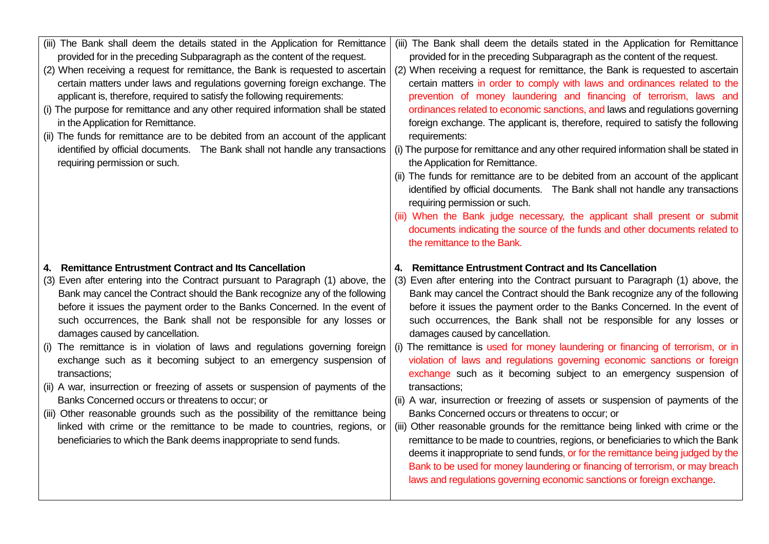| | |
|---|---|
| (iii) The Bank shall deem the details stated in the Application for Remittance provided for in the preceding Subparagraph as the content of the request.<br>(2) When receiving a request for remittance, the Bank is requested to ascertain certain matters under laws and regulations governing foreign exchange. The applicant is, therefore, required to satisfy the following requirements:<br>(i) The purpose for remittance and any other required information shall be stated in the Application for Remittance.<br>(ii) The funds for remittance are to be debited from an account of the applicant identified by official documents. The Bank shall not handle any transactions requiring permission or such. | (iii) The Bank shall deem the details stated in the Application for Remittance provided for in the preceding Subparagraph as the content of the request.<br>(2) When receiving a request for remittance, the Bank is requested to ascertain certain matters in order to comply with laws and ordinances related to the prevention of money laundering and financing of terrorism, laws and ordinances related to economic sanctions, and laws and regulations governing foreign exchange. The applicant is, therefore, required to satisfy the following requirements:<br>(i) The purpose for remittance and any other required information shall be stated in the Application for Remittance.<br>(ii) The funds for remittance are to be debited from an account of the applicant identified by official documents. The Bank shall not handle any transactions requiring permission or such.<br>(iii) When the Bank judge necessary, the applicant shall present or submit documents indicating the source of the funds and other documents related to the remittance to the Bank. |
| **4. Remittance Entrustment Contract and Its Cancellation**<br>(3) Even after entering into the Contract pursuant to Paragraph (1) above, the Bank may cancel the Contract should the Bank recognize any of the following before it issues the payment order to the Banks Concerned. In the event of such occurrences, the Bank shall not be responsible for any losses or damages caused by cancellation.<br>(i) The remittance is in violation of laws and regulations governing foreign exchange such as it becoming subject to an emergency suspension of transactions;<br>(ii) A war, insurrection or freezing of assets or suspension of payments of the Banks Concerned occurs or threatens to occur; or<br>(iii) Other reasonable grounds such as the possibility of the remittance being linked with crime or the remittance to be made to countries, regions, or beneficiaries to which the Bank deems inappropriate to send funds. | **4. Remittance Entrustment Contract and Its Cancellation**<br>(3) Even after entering into the Contract pursuant to Paragraph (1) above, the Bank may cancel the Contract should the Bank recognize any of the following before it issues the payment order to the Banks Concerned. In the event of such occurrences, the Bank shall not be responsible for any losses or damages caused by cancellation.<br>(i) The remittance is used for money laundering or financing of terrorism, or in violation of laws and regulations governing economic sanctions or foreign exchange such as it becoming subject to an emergency suspension of transactions;<br>(ii) A war, insurrection or freezing of assets or suspension of payments of the Banks Concerned occurs or threatens to occur; or<br>(iii) Other reasonable grounds for the remittance being linked with crime or the remittance to be made to countries, regions, or beneficiaries to which the Bank deems it inappropriate to send funds, or for the remittance being judged by the Bank to be used for money laundering or financing of terrorism, or may breach laws and regulations governing economic sanctions or foreign exchange. |